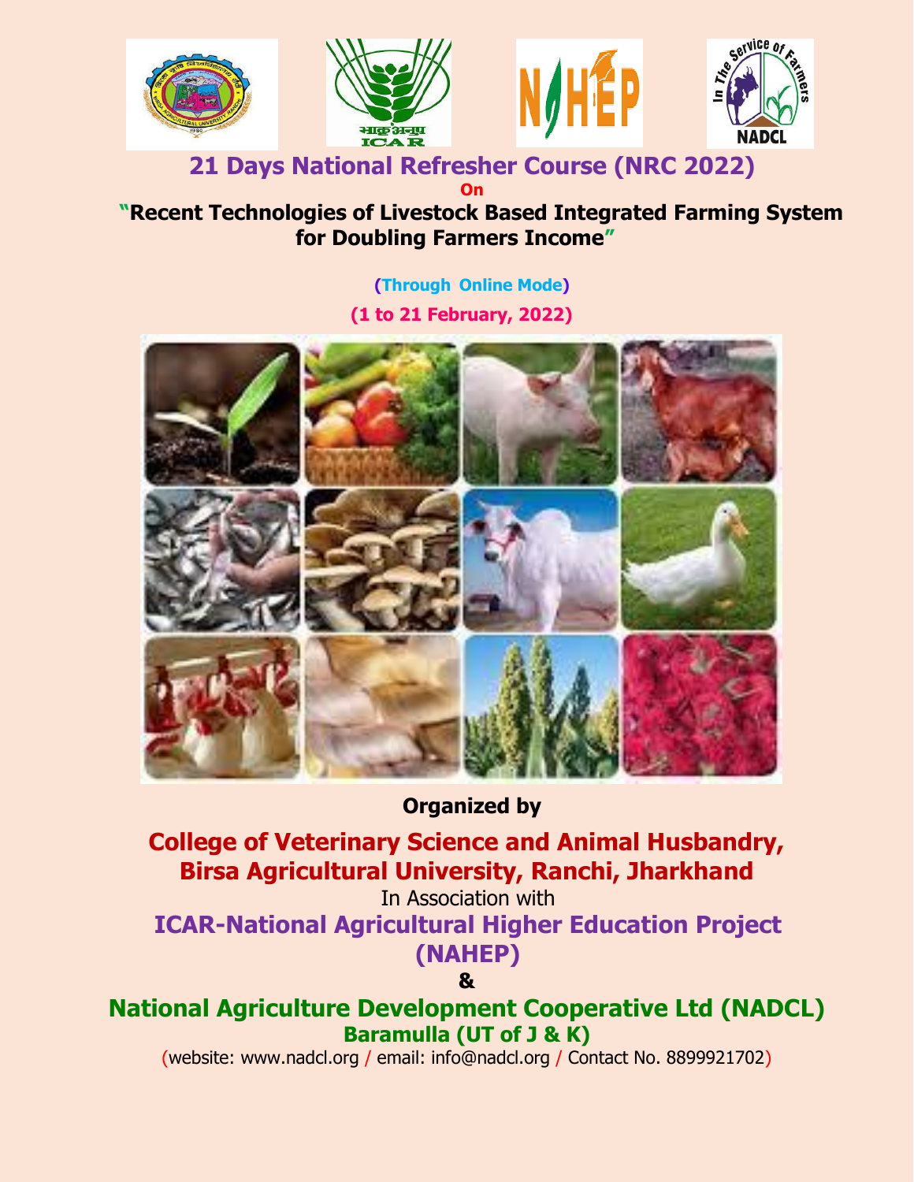# 21 Days National Refresher Course (NRC 2022)

**On**

## "Recent Technologies of Livestock Based Integrated Farming System for Doubling Farmers Income"

**(Through Online Mode)**

**(1 to 21 February, 2022)**

**Organized by**

**College of Veterinary Science and Animal Husbandry, Birsa Agricultural University, Ranchi, Jharkhand**

In Association with

**ICAR-National Agricultural Higher Education Project (NAHEP)**

**&**

**National Agriculture Development Cooperative Ltd (NADCL)**
**Baramulla (UT of J & K)**

(website: www.nadcl.org / email: info@nadcl.org / Contact No. 8899921702)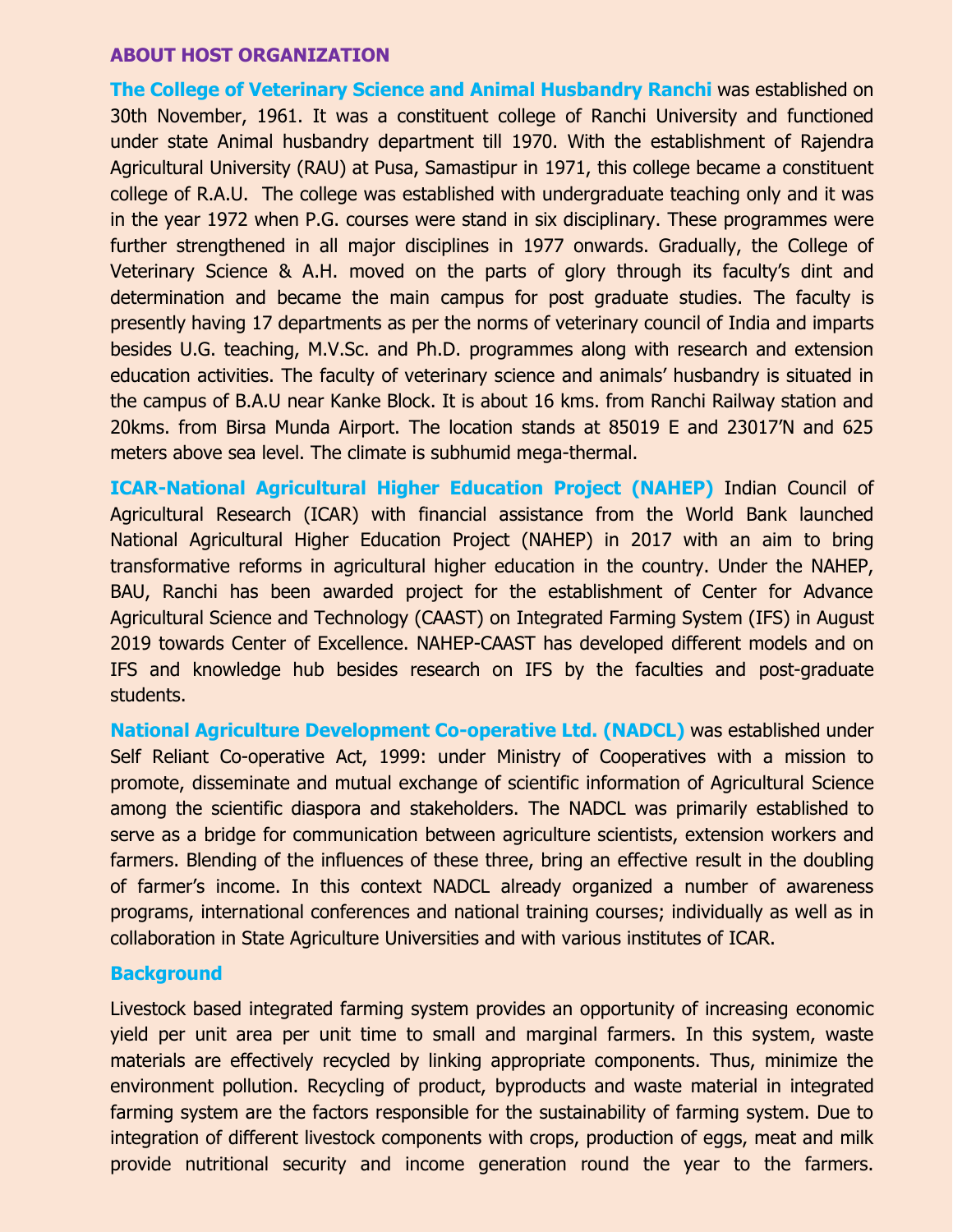## ABOUT HOST ORGANIZATION

**The College of Veterinary Science and Animal Husbandry Ranchi** was established on 30th November, 1961. It was a constituent college of Ranchi University and functioned under state Animal husbandry department till 1970. With the establishment of Rajendra Agricultural University (RAU) at Pusa, Samastipur in 1971, this college became a constituent college of R.A.U. The college was established with undergraduate teaching only and it was in the year 1972 when P.G. courses were stand in six disciplinary. These programmes were further strengthened in all major disciplines in 1977 onwards. Gradually, the College of Veterinary Science & A.H. moved on the parts of glory through its faculty's dint and determination and became the main campus for post graduate studies. The faculty is presently having 17 departments as per the norms of veterinary council of India and imparts besides U.G. teaching, M.V.Sc. and Ph.D. programmes along with research and extension education activities. The faculty of veterinary science and animals' husbandry is situated in the campus of B.A.U near Kanke Block. It is about 16 kms. from Ranchi Railway station and 20kms. from Birsa Munda Airport. The location stands at 85019 E and 23017'N and 625 meters above sea level. The climate is subhumid mega-thermal.

**ICAR-National Agricultural Higher Education Project (NAHEP)** Indian Council of Agricultural Research (ICAR) with financial assistance from the World Bank launched National Agricultural Higher Education Project (NAHEP) in 2017 with an aim to bring transformative reforms in agricultural higher education in the country. Under the NAHEP, BAU, Ranchi has been awarded project for the establishment of Center for Advance Agricultural Science and Technology (CAAST) on Integrated Farming System (IFS) in August 2019 towards Center of Excellence. NAHEP-CAAST has developed different models and on IFS and knowledge hub besides research on IFS by the faculties and post-graduate students.

**National Agriculture Development Co-operative Ltd. (NADCL)** was established under Self Reliant Co-operative Act, 1999: under Ministry of Cooperatives with a mission to promote, disseminate and mutual exchange of scientific information of Agricultural Science among the scientific diaspora and stakeholders. The NADCL was primarily established to serve as a bridge for communication between agriculture scientists, extension workers and farmers. Blending of the influences of these three, bring an effective result in the doubling of farmer's income. In this context NADCL already organized a number of awareness programs, international conferences and national training courses; individually as well as in collaboration in State Agriculture Universities and with various institutes of ICAR.

### Background

Livestock based integrated farming system provides an opportunity of increasing economic yield per unit area per unit time to small and marginal farmers. In this system, waste materials are effectively recycled by linking appropriate components. Thus, minimize the environment pollution. Recycling of product, byproducts and waste material in integrated farming system are the factors responsible for the sustainability of farming system. Due to integration of different livestock components with crops, production of eggs, meat and milk provide nutritional security and income generation round the year to the farmers.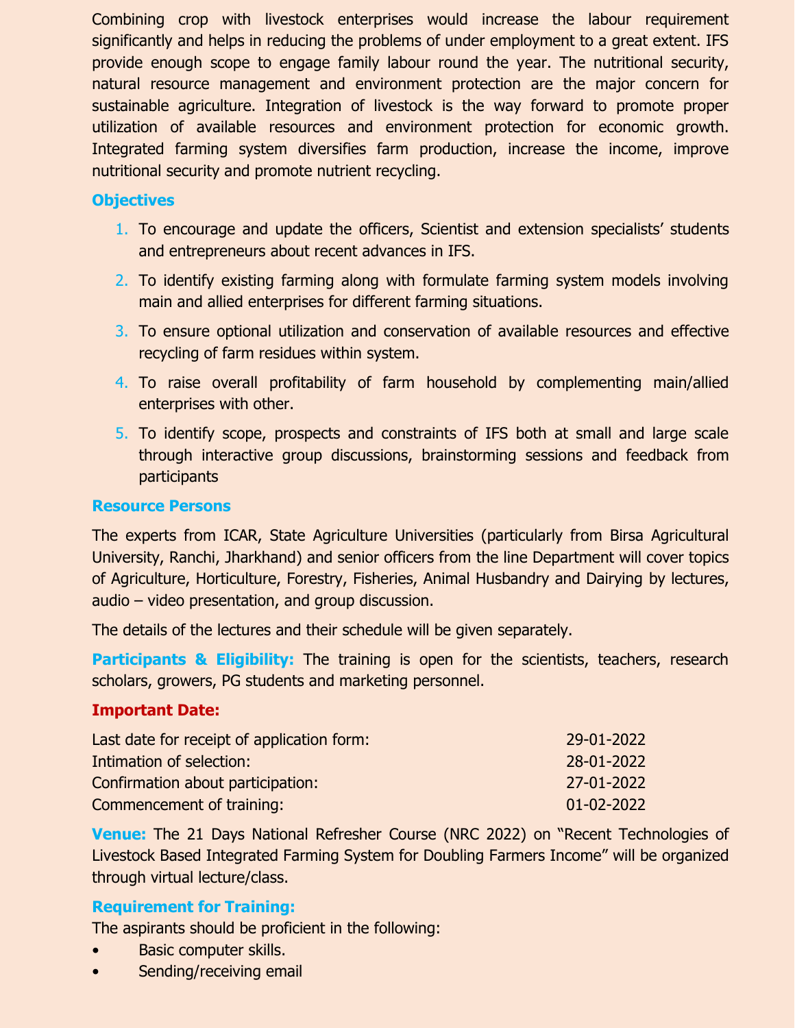Combining crop with livestock enterprises would increase the labour requirement significantly and helps in reducing the problems of under employment to a great extent. IFS provide enough scope to engage family labour round the year. The nutritional security, natural resource management and environment protection are the major concern for sustainable agriculture. Integration of livestock is the way forward to promote proper utilization of available resources and environment protection for economic growth. Integrated farming system diversifies farm production, increase the income, improve nutritional security and promote nutrient recycling.

## Objectives

1. To encourage and update the officers, Scientist and extension specialists' students and entrepreneurs about recent advances in IFS.
2. To identify existing farming along with formulate farming system models involving main and allied enterprises for different farming situations.
3. To ensure optional utilization and conservation of available resources and effective recycling of farm residues within system.
4. To raise overall profitability of farm household by complementing main/allied enterprises with other.
5. To identify scope, prospects and constraints of IFS both at small and large scale through interactive group discussions, brainstorming sessions and feedback from participants

## Resource Persons

The experts from ICAR, State Agriculture Universities (particularly from Birsa Agricultural University, Ranchi, Jharkhand) and senior officers from the line Department will cover topics of Agriculture, Horticulture, Forestry, Fisheries, Animal Husbandry and Dairying by lectures, audio – video presentation, and group discussion.

The details of the lectures and their schedule will be given separately.

**Participants & Eligibility:** The training is open for the scientists, teachers, research scholars, growers, PG students and marketing personnel.

## Important Date:

| | |
|---|---|
| Last date for receipt of application form: | 29-01-2022 |
| Intimation of selection: | 28-01-2022 |
| Confirmation about participation: | 27-01-2022 |
| Commencement of training: | 01-02-2022 |

**Venue:** The 21 Days National Refresher Course (NRC 2022) on "Recent Technologies of Livestock Based Integrated Farming System for Doubling Farmers Income" will be organized through virtual lecture/class.

## Requirement for Training:

The aspirants should be proficient in the following:

- Basic computer skills.
- Sending/receiving email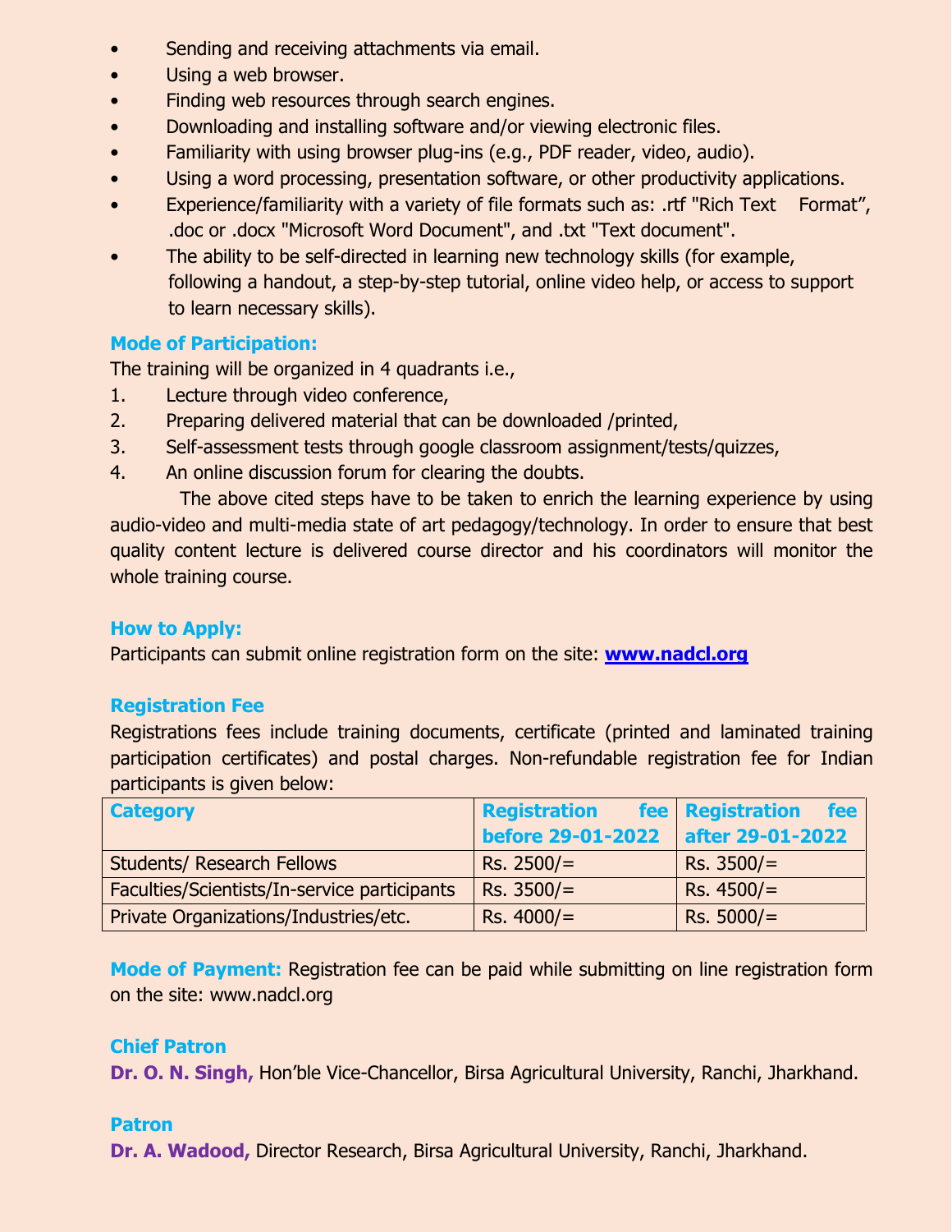- Sending and receiving attachments via email.
- Using a web browser.
- Finding web resources through search engines.
- Downloading and installing software and/or viewing electronic files.
- Familiarity with using browser plug-ins (e.g., PDF reader, video, audio).
- Using a word processing, presentation software, or other productivity applications.
- Experience/familiarity with a variety of file formats such as: .rtf "Rich Text Format", .doc or .docx "Microsoft Word Document", and .txt "Text document".
- The ability to be self-directed in learning new technology skills (for example, following a handout, a step-by-step tutorial, online video help, or access to support to learn necessary skills).

### Mode of Participation:

The training will be organized in 4 quadrants i.e.,

1. Lecture through video conference,
2. Preparing delivered material that can be downloaded /printed,
3. Self-assessment tests through google classroom assignment/tests/quizzes,
4. An online discussion forum for clearing the doubts.

The above cited steps have to be taken to enrich the learning experience by using audio-video and multi-media state of art pedagogy/technology. In order to ensure that best quality content lecture is delivered course director and his coordinators will monitor the whole training course.

### How to Apply:

Participants can submit online registration form on the site: **www.nadcl.org**

### Registration Fee

Registrations fees include training documents, certificate (printed and laminated training participation certificates) and postal charges. Non-refundable registration fee for Indian participants is given below:

| Category | Registration fee before 29-01-2022 | Registration fee after 29-01-2022 |
|---|---|---|
| Students/ Research Fellows | Rs. 2500/= | Rs. 3500/= |
| Faculties/Scientists/In-service participants | Rs. 3500/= | Rs. 4500/= |
| Private Organizations/Industries/etc. | Rs. 4000/= | Rs. 5000/= |

**Mode of Payment:** Registration fee can be paid while submitting on line registration form on the site: www.nadcl.org

### Chief Patron

**Dr. O. N. Singh,** Hon'ble Vice-Chancellor, Birsa Agricultural University, Ranchi, Jharkhand.

### Patron

**Dr. A. Wadood,** Director Research, Birsa Agricultural University, Ranchi, Jharkhand.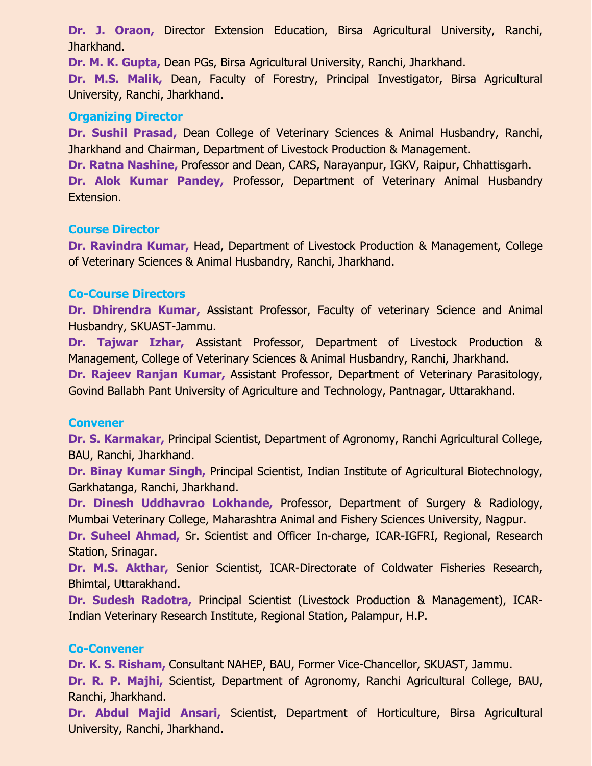**Dr. J. Oraon,** Director Extension Education, Birsa Agricultural University, Ranchi, Jharkhand.

**Dr. M. K. Gupta,** Dean PGs, Birsa Agricultural University, Ranchi, Jharkhand.

**Dr. M.S. Malik,** Dean, Faculty of Forestry, Principal Investigator, Birsa Agricultural University, Ranchi, Jharkhand.

### Organizing Director

**Dr. Sushil Prasad,** Dean College of Veterinary Sciences & Animal Husbandry, Ranchi, Jharkhand and Chairman, Department of Livestock Production & Management.

**Dr. Ratna Nashine,** Professor and Dean, CARS, Narayanpur, IGKV, Raipur, Chhattisgarh.

**Dr. Alok Kumar Pandey,** Professor, Department of Veterinary Animal Husbandry Extension.

### Course Director

**Dr. Ravindra Kumar,** Head, Department of Livestock Production & Management, College of Veterinary Sciences & Animal Husbandry, Ranchi, Jharkhand.

### Co-Course Directors

**Dr. Dhirendra Kumar,** Assistant Professor, Faculty of veterinary Science and Animal Husbandry, SKUAST-Jammu.

**Dr. Tajwar Izhar,** Assistant Professor, Department of Livestock Production & Management, College of Veterinary Sciences & Animal Husbandry, Ranchi, Jharkhand.

**Dr. Rajeev Ranjan Kumar,** Assistant Professor, Department of Veterinary Parasitology, Govind Ballabh Pant University of Agriculture and Technology, Pantnagar, Uttarakhand.

### Convener

**Dr. S. Karmakar,** Principal Scientist, Department of Agronomy, Ranchi Agricultural College, BAU, Ranchi, Jharkhand.

**Dr. Binay Kumar Singh,** Principal Scientist, Indian Institute of Agricultural Biotechnology, Garkhatanga, Ranchi, Jharkhand.

**Dr. Dinesh Uddhavrao Lokhande,** Professor, Department of Surgery & Radiology, Mumbai Veterinary College, Maharashtra Animal and Fishery Sciences University, Nagpur.

**Dr. Suheel Ahmad,** Sr. Scientist and Officer In-charge, ICAR-IGFRI, Regional, Research Station, Srinagar.

**Dr. M.S. Akthar,** Senior Scientist, ICAR-Directorate of Coldwater Fisheries Research, Bhimtal, Uttarakhand.

**Dr. Sudesh Radotra,** Principal Scientist (Livestock Production & Management), ICAR-Indian Veterinary Research Institute, Regional Station, Palampur, H.P.

### Co-Convener

**Dr. K. S. Risham,** Consultant NAHEP, BAU, Former Vice-Chancellor, SKUAST, Jammu.

**Dr. R. P. Majhi,** Scientist, Department of Agronomy, Ranchi Agricultural College, BAU, Ranchi, Jharkhand.

**Dr. Abdul Majid Ansari,** Scientist, Department of Horticulture, Birsa Agricultural University, Ranchi, Jharkhand.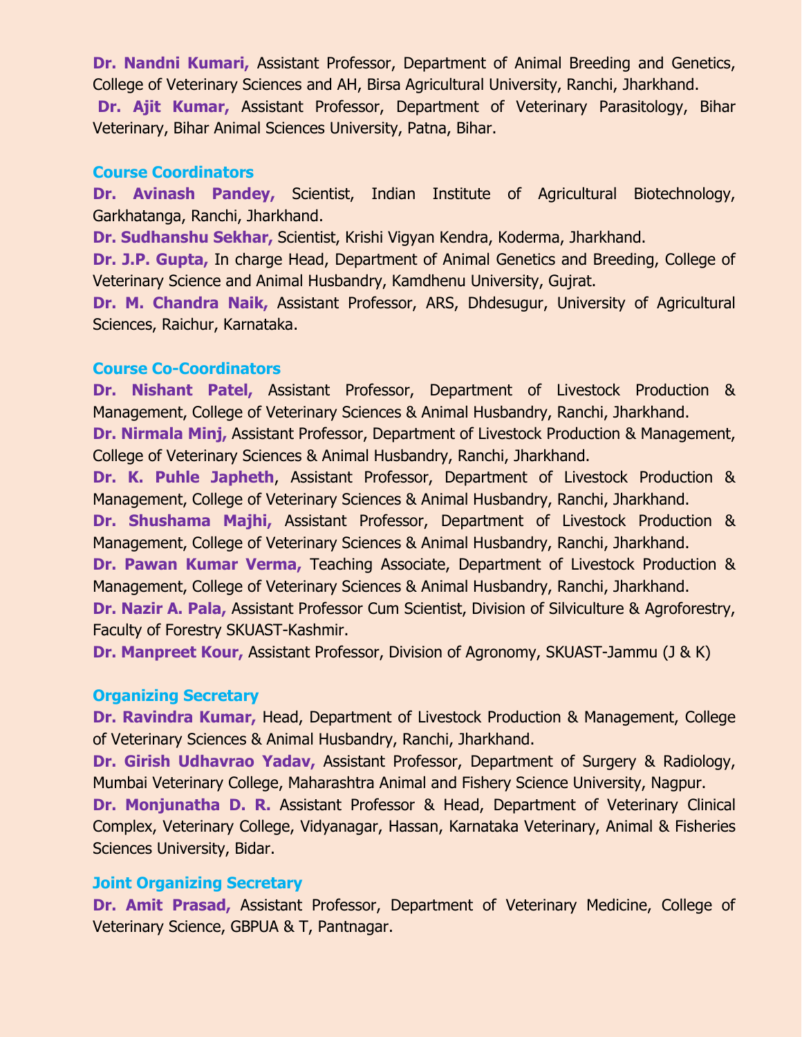**Dr. Nandni Kumari,** Assistant Professor, Department of Animal Breeding and Genetics, College of Veterinary Sciences and AH, Birsa Agricultural University, Ranchi, Jharkhand.

**Dr. Ajit Kumar,** Assistant Professor, Department of Veterinary Parasitology, Bihar Veterinary, Bihar Animal Sciences University, Patna, Bihar.

### Course Coordinators

**Dr. Avinash Pandey,** Scientist, Indian Institute of Agricultural Biotechnology, Garkhatanga, Ranchi, Jharkhand.

**Dr. Sudhanshu Sekhar,** Scientist, Krishi Vigyan Kendra, Koderma, Jharkhand.

**Dr. J.P. Gupta,** In charge Head, Department of Animal Genetics and Breeding, College of Veterinary Science and Animal Husbandry, Kamdhenu University, Gujrat.

**Dr. M. Chandra Naik,** Assistant Professor, ARS, Dhdesugur, University of Agricultural Sciences, Raichur, Karnataka.

### Course Co-Coordinators

**Dr. Nishant Patel,** Assistant Professor, Department of Livestock Production & Management, College of Veterinary Sciences & Animal Husbandry, Ranchi, Jharkhand.

**Dr. Nirmala Minj,** Assistant Professor, Department of Livestock Production & Management, College of Veterinary Sciences & Animal Husbandry, Ranchi, Jharkhand.

**Dr. K. Puhle Japheth**, Assistant Professor, Department of Livestock Production & Management, College of Veterinary Sciences & Animal Husbandry, Ranchi, Jharkhand.

**Dr. Shushama Majhi,** Assistant Professor, Department of Livestock Production & Management, College of Veterinary Sciences & Animal Husbandry, Ranchi, Jharkhand.

**Dr. Pawan Kumar Verma,** Teaching Associate, Department of Livestock Production & Management, College of Veterinary Sciences & Animal Husbandry, Ranchi, Jharkhand.

**Dr. Nazir A. Pala,** Assistant Professor Cum Scientist, Division of Silviculture & Agroforestry, Faculty of Forestry SKUAST-Kashmir.

**Dr. Manpreet Kour,** Assistant Professor, Division of Agronomy, SKUAST-Jammu (J & K)

### Organizing Secretary

**Dr. Ravindra Kumar,** Head, Department of Livestock Production & Management, College of Veterinary Sciences & Animal Husbandry, Ranchi, Jharkhand.

**Dr. Girish Udhavrao Yadav,** Assistant Professor, Department of Surgery & Radiology, Mumbai Veterinary College, Maharashtra Animal and Fishery Science University, Nagpur.

**Dr. Monjunatha D. R.** Assistant Professor & Head, Department of Veterinary Clinical Complex, Veterinary College, Vidyanagar, Hassan, Karnataka Veterinary, Animal & Fisheries Sciences University, Bidar.

### Joint Organizing Secretary

**Dr. Amit Prasad,** Assistant Professor, Department of Veterinary Medicine, College of Veterinary Science, GBPUA & T, Pantnagar.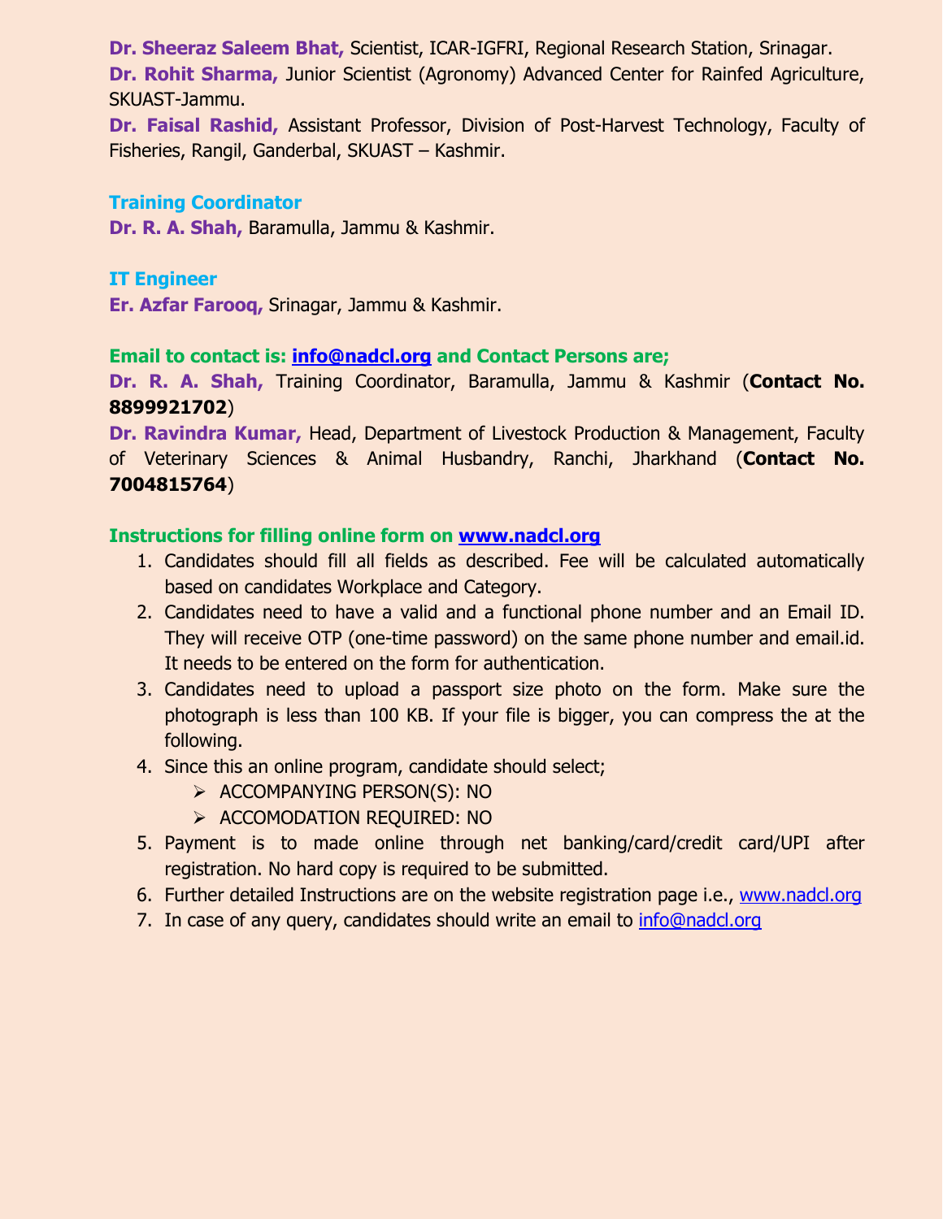**Dr. Sheeraz Saleem Bhat,** Scientist, ICAR-IGFRI, Regional Research Station, Srinagar.
**Dr. Rohit Sharma,** Junior Scientist (Agronomy) Advanced Center for Rainfed Agriculture, SKUAST-Jammu.
**Dr. Faisal Rashid,** Assistant Professor, Division of Post-Harvest Technology, Faculty of Fisheries, Rangil, Ganderbal, SKUAST – Kashmir.

**Training Coordinator**
**Dr. R. A. Shah,** Baramulla, Jammu & Kashmir.

**IT Engineer**
**Er. Azfar Farooq,** Srinagar, Jammu & Kashmir.

**Email to contact is: info@nadcl.org and Contact Persons are;**
**Dr. R. A. Shah,** Training Coordinator, Baramulla, Jammu & Kashmir (**Contact No. 8899921702**)
**Dr. Ravindra Kumar,** Head, Department of Livestock Production & Management, Faculty of Veterinary Sciences & Animal Husbandry, Ranchi, Jharkhand (**Contact No. 7004815764**)

**Instructions for filling online form on www.nadcl.org**

1. Candidates should fill all fields as described. Fee will be calculated automatically based on candidates Workplace and Category.
2. Candidates need to have a valid and a functional phone number and an Email ID. They will receive OTP (one-time password) on the same phone number and email.id. It needs to be entered on the form for authentication.
3. Candidates need to upload a passport size photo on the form. Make sure the photograph is less than 100 KB. If your file is bigger, you can compress the at the following.
4. Since this an online program, candidate should select;
   - ACCOMPANYING PERSON(S): NO
   - ACCOMODATION REQUIRED: NO
5. Payment is to made online through net banking/card/credit card/UPI after registration. No hard copy is required to be submitted.
6. Further detailed Instructions are on the website registration page i.e., www.nadcl.org
7. In case of any query, candidates should write an email to info@nadcl.org